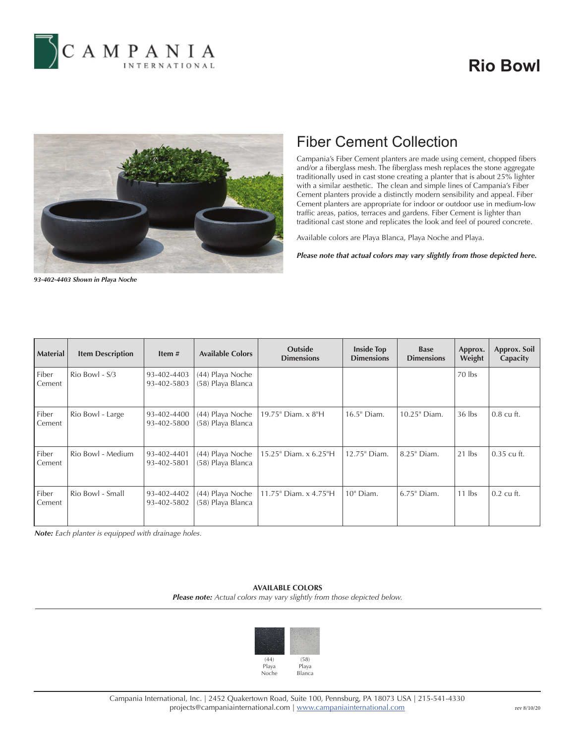CAMPANIA INTERNATIONAL

# Rio Bowl

*93-402-4403 Shown in Playa Noche*

## Fiber Cement Collection

Campania's Fiber Cement planters are made using cement, chopped fibers and/or a fiberglass mesh. The fiberglass mesh replaces the stone aggregate traditionally used in cast stone creating a planter that is about 25% lighter with a similar aesthetic. The clean and simple lines of Campania's Fiber Cement planters provide a distinctly modern sensibility and appeal. Fiber Cement planters are appropriate for indoor or outdoor use in medium-low traffic areas, patios, terraces and gardens. Fiber Cement is lighter than traditional cast stone and replicates the look and feel of poured concrete.

Available colors are Playa Blanca, Playa Noche and Playa.

***Please note that actual colors may vary slightly from those depicted here.***

| Material | Item Description | Item # | Available Colors | Outside Dimensions | Inside Top Dimensions | Base Dimensions | Approx. Weight | Approx. Soil Capacity |
|---|---|---|---|---|---|---|---|---|
| Fiber Cement | Rio Bowl - S/3 | 93-402-4403<br>93-402-5803 | (44) Playa Noche<br>(58) Playa Blanca | | | | 70 lbs | |
| Fiber Cement | Rio Bowl - Large | 93-402-4400<br>93-402-5800 | (44) Playa Noche<br>(58) Playa Blanca | 19.75" Diam. x 8"H | 16.5" Diam. | 10.25" Diam. | 36 lbs | 0.8 cu ft. |
| Fiber Cement | Rio Bowl - Medium | 93-402-4401<br>93-402-5801 | (44) Playa Noche<br>(58) Playa Blanca | 15.25" Diam. x 6.25"H | 12.75" Diam. | 8.25" Diam. | 21 lbs | 0.35 cu ft. |
| Fiber Cement | Rio Bowl - Small | 93-402-4402<br>93-402-5802 | (44) Playa Noche<br>(58) Playa Blanca | 11.75" Diam. x 4.75"H | 10" Diam. | 6.75" Diam. | 11 lbs | 0.2 cu ft. |

***Note:*** *Each planter is equipped with drainage holes.*

**AVAILABLE COLORS**

***Please note:*** *Actual colors may vary slightly from those depicted below.*

(44) Playa Noche | (58) Playa Blanca

Campania International, Inc. | 2452 Quakertown Road, Suite 100, Pennsburg, PA 18073 USA | 215-541-4330
projects@campaniainternational.com | www.campaniainternational.com

rev 8/10/20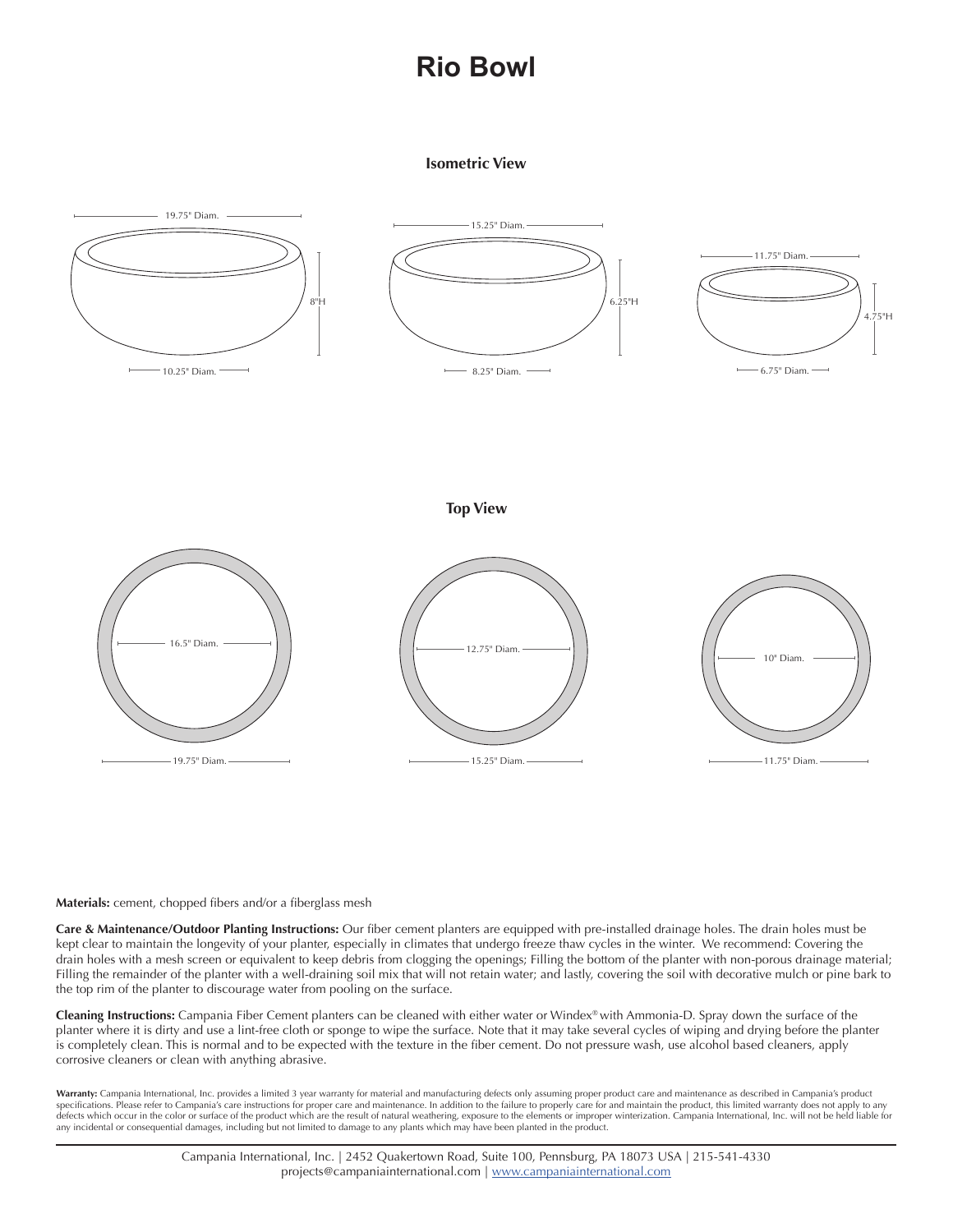# Rio Bowl

**Isometric View**

19.75" Diam.

8"H

10.25" Diam.

15.25" Diam.

6.25"H

8.25" Diam.

11.75" Diam.

4.75"H

6.75" Diam.

**Top View**

16.5" Diam.

19.75" Diam.

12.75" Diam.

15.25" Diam.

10" Diam.

11.75" Diam.

**Materials:** cement, chopped fibers and/or a fiberglass mesh

**Care & Maintenance/Outdoor Planting Instructions:** Our fiber cement planters are equipped with pre-installed drainage holes. The drain holes must be kept clear to maintain the longevity of your planter, especially in climates that undergo freeze thaw cycles in the winter. We recommend: Covering the drain holes with a mesh screen or equivalent to keep debris from clogging the openings; Filling the bottom of the planter with non-porous drainage material; Filling the remainder of the planter with a well-draining soil mix that will not retain water; and lastly, covering the soil with decorative mulch or pine bark to the top rim of the planter to discourage water from pooling on the surface.

**Cleaning Instructions:** Campania Fiber Cement planters can be cleaned with either water or Windex® with Ammonia-D. Spray down the surface of the planter where it is dirty and use a lint-free cloth or sponge to wipe the surface. Note that it may take several cycles of wiping and drying before the planter is completely clean. This is normal and to be expected with the texture in the fiber cement. Do not pressure wash, use alcohol based cleaners, apply corrosive cleaners or clean with anything abrasive.

**Warranty:** Campania International, Inc. provides a limited 3 year warranty for material and manufacturing defects only assuming proper product care and maintenance as described in Campania's product specifications. Please refer to Campania's care instructions for proper care and maintenance. In addition to the failure to properly care for and maintain the product, this limited warranty does not apply to any defects which occur in the color or surface of the product which are the result of natural weathering, exposure to the elements or improper winterization. Campania International, Inc. will not be held liable for any incidental or consequential damages, including but not limited to damage to any plants which may have been planted in the product.

Campania International, Inc. | 2452 Quakertown Road, Suite 100, Pennsburg, PA 18073 USA | 215-541-4330
projects@campaniainternational.com | [www.campaniainternational.com](http://www.campaniainternational.com)